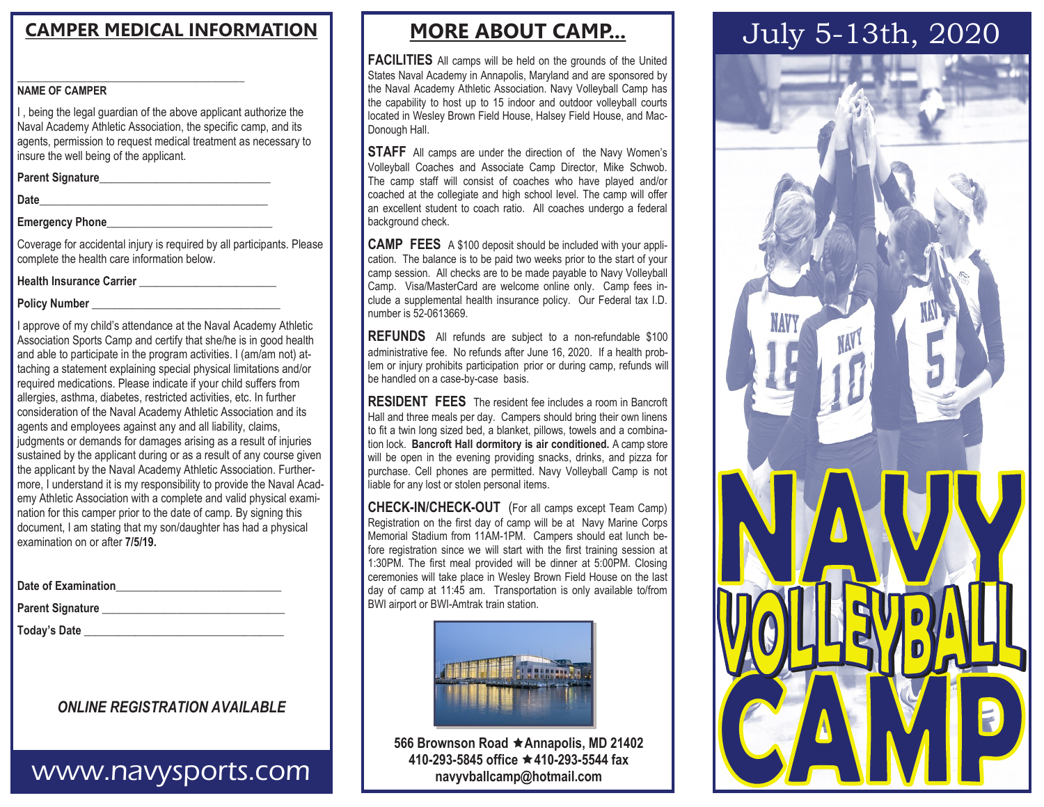## CAMPER MEDICAL INFORMATION

\_\_\_\_\_\_\_\_\_\_\_\_\_\_\_\_\_\_\_\_\_\_\_\_\_\_\_\_\_\_\_\_\_\_\_\_\_\_\_\_

**NAME OF CAMPER**

I , being the legal guardian of the above applicant authorize the Naval Academy Athletic Association, the specific camp, and its agents, permission to request medical treatment as necessary to insure the well being of the applicant.

**Parent Signature**\_\_\_\_\_\_\_\_\_\_\_\_\_\_\_\_\_\_\_\_\_\_\_\_\_\_\_\_\_\_

**Date**\_\_\_\_\_\_\_\_\_\_\_\_\_\_\_\_\_\_\_\_\_\_\_\_\_\_\_\_\_\_\_\_\_\_\_\_\_\_\_\_

**Emergency Phone**\_\_\_\_\_\_\_\_\_\_\_\_\_\_\_\_\_\_\_\_\_\_\_\_\_\_\_\_\_

Coverage for accidental injury is required by all participants. Please complete the health care information below.

**Health Insurance Carrier** \_\_\_\_\_\_\_\_\_\_\_\_\_\_\_\_\_\_\_\_\_\_\_\_

**Policy Number** \_\_\_\_\_\_\_\_\_\_\_\_\_\_\_\_\_\_\_\_\_\_\_\_\_\_\_\_\_\_\_\_\_

I approve of my child's attendance at the Naval Academy Athletic Association Sports Camp and certify that she/he is in good health and able to participate in the program activities. I (am/am not) attaching a statement explaining special physical limitations and/or required medications. Please indicate if your child suffers from allergies, asthma, diabetes, restricted activities, etc. In further consideration of the Naval Academy Athletic Association and its agents and employees against any and all liability, claims, judgments or demands for damages arising as a result of injuries sustained by the applicant during or as a result of any course given the applicant by the Naval Academy Athletic Association. Furthermore, I understand it is my responsibility to provide the Naval Academy Athletic Association with a complete and valid physical examination for this camper prior to the date of camp. By signing this document, I am stating that my son/daughter has had a physical examination on or after **7/5/19.**

**Date of Examination**\_\_\_\_\_\_\_\_\_\_\_\_\_\_\_\_\_\_\_\_\_\_\_\_\_\_\_\_

**Parent Signature** \_\_\_\_\_\_\_\_\_\_\_\_\_\_\_\_\_\_\_\_\_\_\_\_\_\_\_\_\_\_\_\_

**Today's Date** \_\_\_\_\_\_\_\_\_\_\_\_\_\_\_\_\_\_\_\_\_\_\_\_\_\_\_\_\_\_\_\_\_\_\_

***ONLINE REGISTRATION AVAILABLE***

www.navysports.com

## MORE ABOUT CAMP...

**FACILITIES** All camps will be held on the grounds of the United States Naval Academy in Annapolis, Maryland and are sponsored by the Naval Academy Athletic Association. Navy Volleyball Camp has the capability to host up to 15 indoor and outdoor volleyball courts located in Wesley Brown Field House, Halsey Field House, and MacDonough Hall.

**STAFF** All camps are under the direction of the Navy Women's Volleyball Coaches and Associate Camp Director, Mike Schwob. The camp staff will consist of coaches who have played and/or coached at the collegiate and high school level. The camp will offer an excellent student to coach ratio. All coaches undergo a federal background check.

**CAMP FEES** A $100 deposit should be included with your application. The balance is to be paid two weeks prior to the start of your camp session. All checks are to be made payable to Navy Volleyball Camp. Visa/MasterCard are welcome online only. Camp fees include a supplemental health insurance policy. Our Federal tax I.D. number is 52-0613669.

**REFUNDS** All refunds are subject to a non-refundable $100 administrative fee. No refunds after June 16, 2020. If a health problem or injury prohibits participation prior or during camp, refunds will be handled on a case-by-case basis.

**RESIDENT FEES** The resident fee includes a room in Bancroft Hall and three meals per day. Campers should bring their own linens to fit a twin long sized bed, a blanket, pillows, towels and a combination lock. **Bancroft Hall dormitory is air conditioned.** A camp store will be open in the evening providing snacks, drinks, and pizza for purchase. Cell phones are permitted. Navy Volleyball Camp is not liable for any lost or stolen personal items.

**CHECK-IN/CHECK-OUT** (For all camps except Team Camp) Registration on the first day of camp will be at Navy Marine Corps Memorial Stadium from 11AM-1PM. Campers should eat lunch before registration since we will start with the first training session at 1:30PM. The first meal provided will be dinner at 5:00PM. Closing ceremonies will take place in Wesley Brown Field House on the last day of camp at 11:45 am. Transportation is only available to/from BWI airport or BWI-Amtrak train station.

**566 Brownson Road ★ Annapolis, MD 21402**
**410-293-5845 office ★ 410-293-5544 fax**
**navyvballcamp@hotmail.com**

# July 5-13th, 2020

# NAVY VOLLEYBALL CAMP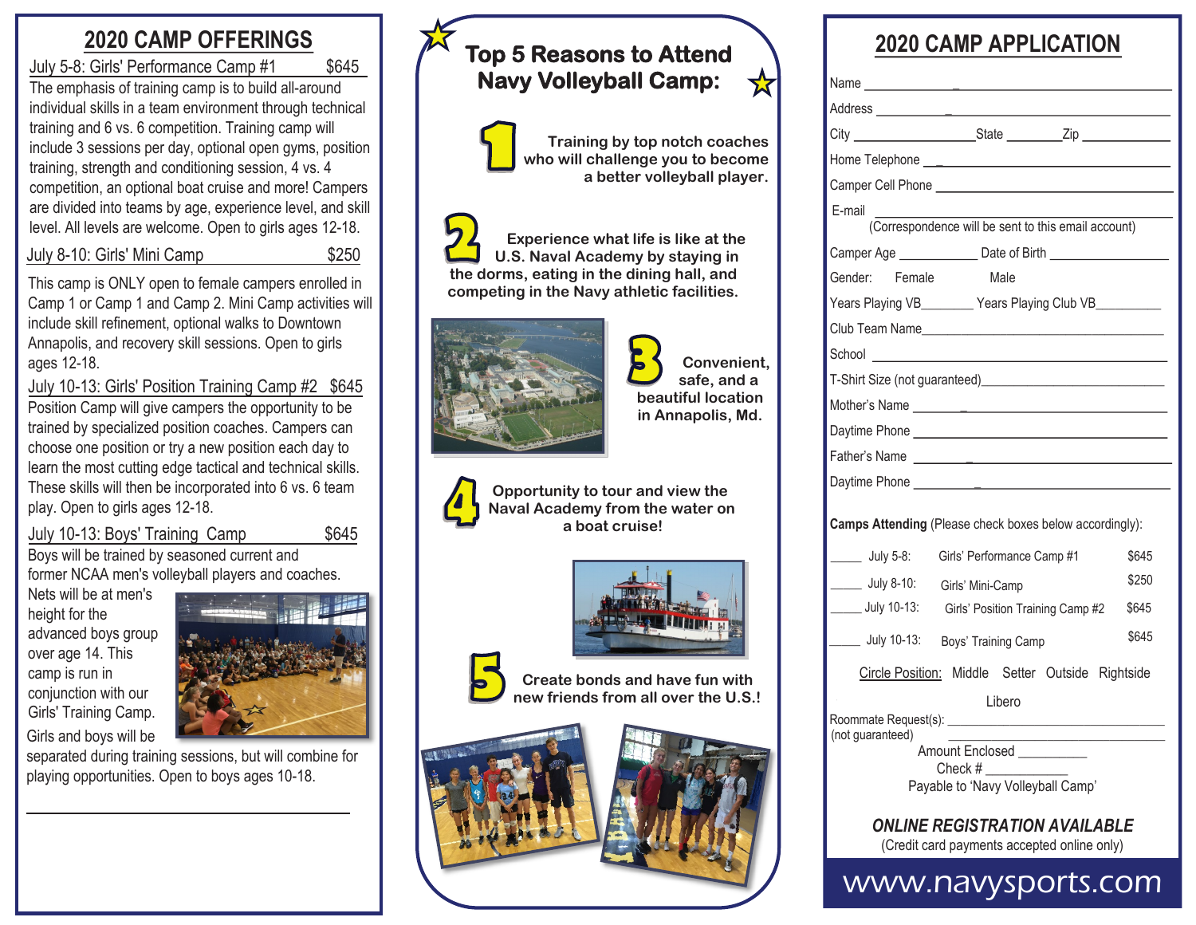## 2020 CAMP OFFERINGS

July 5-8: Girls' Performance Camp #1 $645

The emphasis of training camp is to build all-around individual skills in a team environment through technical training and 6 vs. 6 competition. Training camp will include 3 sessions per day, optional open gyms, position training, strength and conditioning session, 4 vs. 4 competition, an optional boat cruise and more! Campers are divided into teams by age, experience level, and skill level. All levels are welcome. Open to girls ages 12-18.

July 8-10: Girls' Mini Camp $250

This camp is ONLY open to female campers enrolled in Camp 1 or Camp 1 and Camp 2. Mini Camp activities will include skill refinement, optional walks to Downtown Annapolis, and recovery skill sessions. Open to girls ages 12-18.

July 10-13: Girls' Position Training Camp #2 $645

Position Camp will give campers the opportunity to be trained by specialized position coaches. Campers can choose one position or try a new position each day to learn the most cutting edge tactical and technical skills. These skills will then be incorporated into 6 vs. 6 team play. Open to girls ages 12-18.

July 10-13: Boys' Training Camp $645

Boys will be trained by seasoned current and former NCAA men's volleyball players and coaches. Nets will be at men's height for the advanced boys group over age 14. This camp is run in conjunction with our Girls' Training Camp. Girls and boys will be separated during training sessions, but will combine for playing opportunities. Open to boys ages 10-18.

## Top 5 Reasons to Attend Navy Volleyball Camp:

1. Training by top notch coaches who will challenge you to become a better volleyball player.
2. Experience what life is like at the U.S. Naval Academy by staying in the dorms, eating in the dining hall, and competing in the Navy athletic facilities.
3. Convenient, safe, and a beautiful location in Annapolis, Md.
4. Opportunity to tour and view the Naval Academy from the water on a boat cruise!
5. Create bonds and have fun with new friends from all over the U.S.!

## 2020 CAMP APPLICATION

Name ______________________________

Address ______________________________

City ______________ State ________ Zip ___________

Home Telephone ______________________________

Camper Cell Phone ______________________________

E-mail ______________________________

(Correspondence will be sent to this email account)

Camper Age ___________ Date of Birth ________________

Gender: Female Male

Years Playing VB________ Years Playing Club VB__________

Club Team Name______________________________

School ______________________________

T-Shirt Size (not guaranteed)__________________________

Mother's Name ______________________________

Daytime Phone ______________________________

Father's Name ______________________________

Daytime Phone ______________________________

**Camps Attending** (Please check boxes below accordingly):

| | | | |
|---|---|---|---|
| _____ | July 5-8: | Girls' Performance Camp #1 | $645 |
| _____ | July 8-10: | Girls' Mini-Camp | $250 |
| _____ | July 10-13: | Girls' Position Training Camp #2 | $645 |
| _____ | July 10-13: | Boys' Training Camp | $645 |

Circle Position: Middle Setter Outside Rightside Libero

Roommate Request(s): ______________________________
(not guaranteed) ______________________________

Amount Enclosed __________

Check # ___________

Payable to 'Navy Volleyball Camp'

***ONLINE REGISTRATION AVAILABLE***

(Credit card payments accepted online only)

www.navysports.com